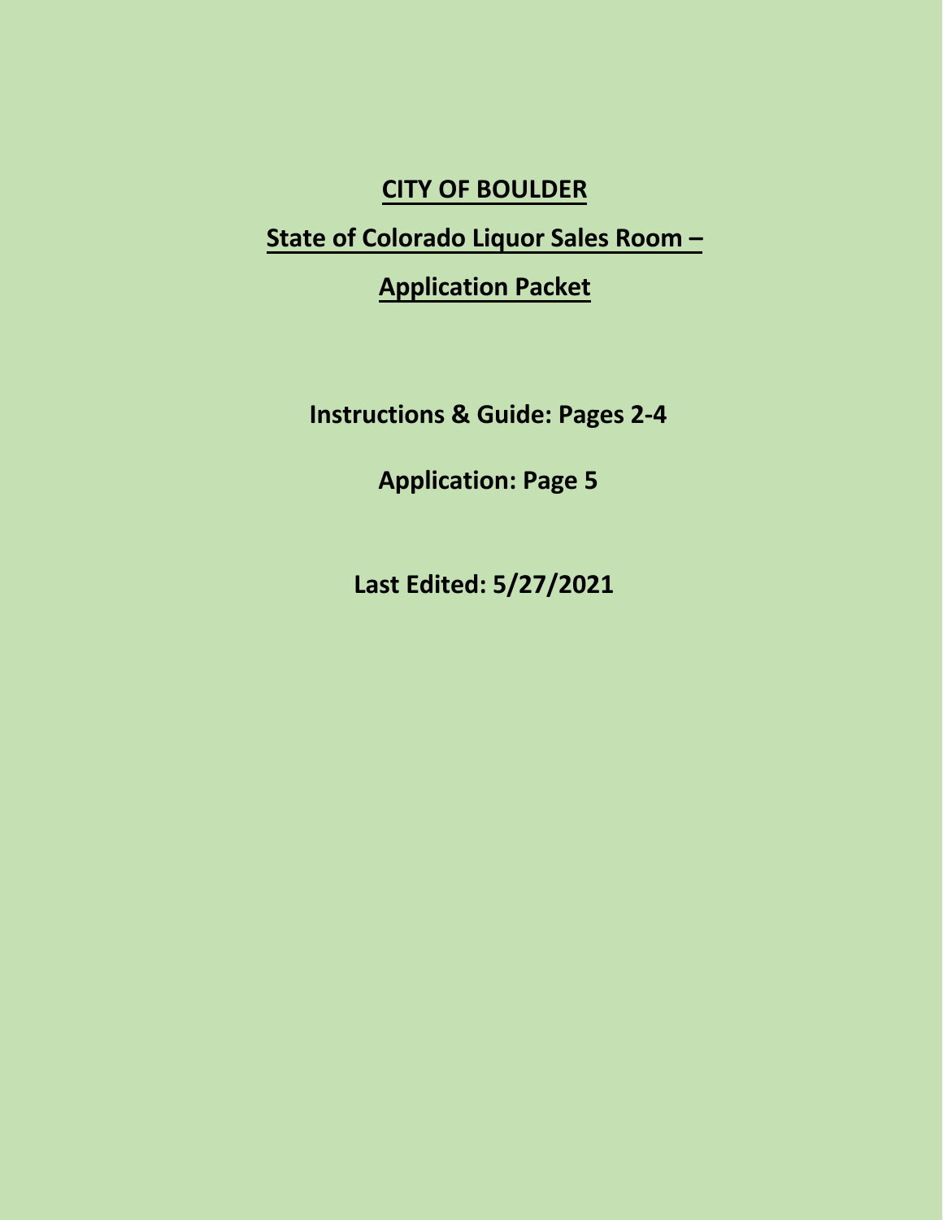# CITY OF BOULDER

## State of Colorado Liquor Sales Room –

## Application Packet

**Instructions & Guide: Pages 2-4**

**Application: Page 5**

**Last Edited: 5/27/2021**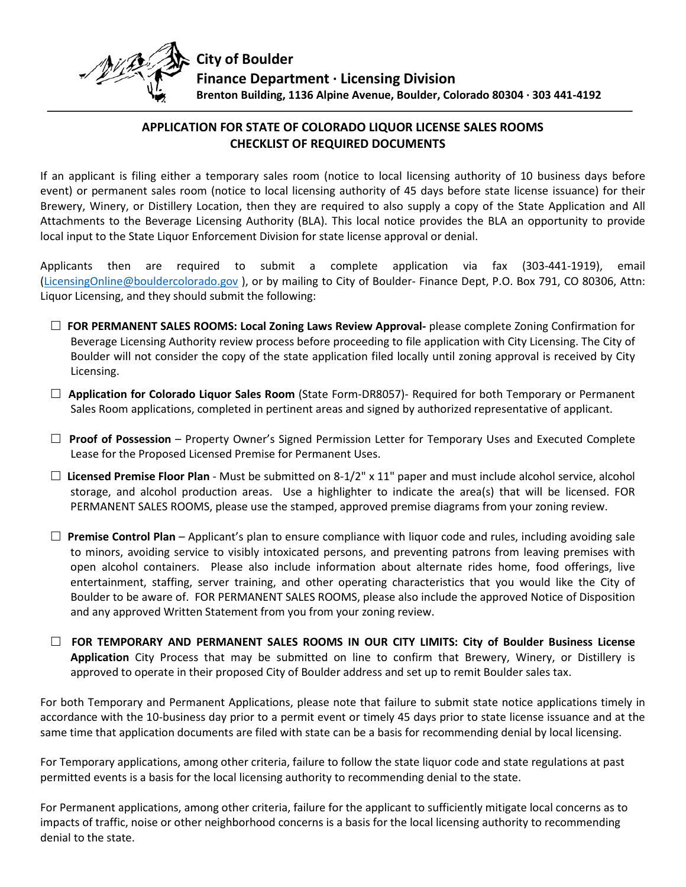**City of Boulder**
**Finance Department · Licensing Division**
**Brenton Building, 1136 Alpine Avenue, Boulder, Colorado 80304 · 303 441-4192**

## APPLICATION FOR STATE OF COLORADO LIQUOR LICENSE SALES ROOMS CHECKLIST OF REQUIRED DOCUMENTS

If an applicant is filing either a temporary sales room (notice to local licensing authority of 10 business days before event) or permanent sales room (notice to local licensing authority of 45 days before state license issuance) for their Brewery, Winery, or Distillery Location, then they are required to also supply a copy of the State Application and All Attachments to the Beverage Licensing Authority (BLA). This local notice provides the BLA an opportunity to provide local input to the State Liquor Enforcement Division for state license approval or denial.

Applicants then are required to submit a complete application via fax (303-441-1919), email (LicensingOnline@bouldercolorado.gov ), or by mailing to City of Boulder- Finance Dept, P.O. Box 791, CO 80306, Attn: Liquor Licensing, and they should submit the following:

- ☐ **FOR PERMANENT SALES ROOMS: Local Zoning Laws Review Approval-** please complete Zoning Confirmation for Beverage Licensing Authority review process before proceeding to file application with City Licensing. The City of Boulder will not consider the copy of the state application filed locally until zoning approval is received by City Licensing.
- ☐ **Application for Colorado Liquor Sales Room** (State Form-DR8057)- Required for both Temporary or Permanent Sales Room applications, completed in pertinent areas and signed by authorized representative of applicant.
- ☐ **Proof of Possession** – Property Owner's Signed Permission Letter for Temporary Uses and Executed Complete Lease for the Proposed Licensed Premise for Permanent Uses.
- ☐ **Licensed Premise Floor Plan** - Must be submitted on 8-1/2" x 11" paper and must include alcohol service, alcohol storage, and alcohol production areas. Use a highlighter to indicate the area(s) that will be licensed. FOR PERMANENT SALES ROOMS, please use the stamped, approved premise diagrams from your zoning review.
- ☐ **Premise Control Plan** – Applicant's plan to ensure compliance with liquor code and rules, including avoiding sale to minors, avoiding service to visibly intoxicated persons, and preventing patrons from leaving premises with open alcohol containers. Please also include information about alternate rides home, food offerings, live entertainment, staffing, server training, and other operating characteristics that you would like the City of Boulder to be aware of. FOR PERMANENT SALES ROOMS, please also include the approved Notice of Disposition and any approved Written Statement from you from your zoning review.
- ☐ **FOR TEMPORARY AND PERMANENT SALES ROOMS IN OUR CITY LIMITS: City of Boulder Business License Application** City Process that may be submitted on line to confirm that Brewery, Winery, or Distillery is approved to operate in their proposed City of Boulder address and set up to remit Boulder sales tax.

For both Temporary and Permanent Applications, please note that failure to submit state notice applications timely in accordance with the 10-business day prior to a permit event or timely 45 days prior to state license issuance and at the same time that application documents are filed with state can be a basis for recommending denial by local licensing.

For Temporary applications, among other criteria, failure to follow the state liquor code and state regulations at past permitted events is a basis for the local licensing authority to recommending denial to the state.

For Permanent applications, among other criteria, failure for the applicant to sufficiently mitigate local concerns as to impacts of traffic, noise or other neighborhood concerns is a basis for the local licensing authority to recommending denial to the state.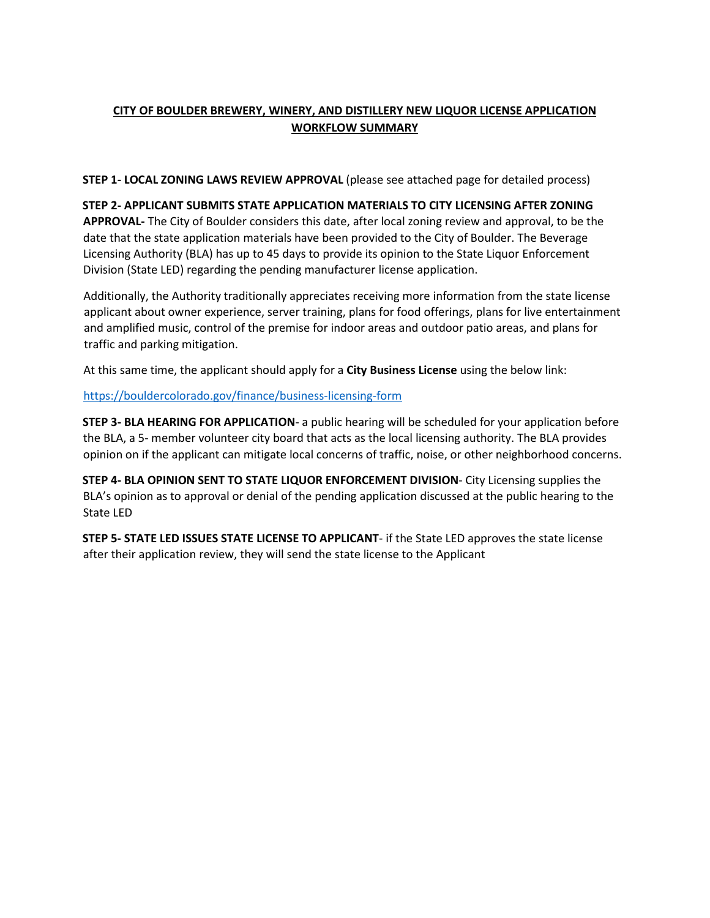# CITY OF BOULDER BREWERY, WINERY, AND DISTILLERY NEW LIQUOR LICENSE APPLICATION WORKFLOW SUMMARY

**STEP 1- LOCAL ZONING LAWS REVIEW APPROVAL** (please see attached page for detailed process)

**STEP 2- APPLICANT SUBMITS STATE APPLICATION MATERIALS TO CITY LICENSING AFTER ZONING APPROVAL-** The City of Boulder considers this date, after local zoning review and approval, to be the date that the state application materials have been provided to the City of Boulder. The Beverage Licensing Authority (BLA) has up to 45 days to provide its opinion to the State Liquor Enforcement Division (State LED) regarding the pending manufacturer license application.

Additionally, the Authority traditionally appreciates receiving more information from the state license applicant about owner experience, server training, plans for food offerings, plans for live entertainment and amplified music, control of the premise for indoor areas and outdoor patio areas, and plans for traffic and parking mitigation.

At this same time, the applicant should apply for a **City Business License** using the below link:

https://bouldercolorado.gov/finance/business-licensing-form

**STEP 3- BLA HEARING FOR APPLICATION**- a public hearing will be scheduled for your application before the BLA, a 5- member volunteer city board that acts as the local licensing authority. The BLA provides opinion on if the applicant can mitigate local concerns of traffic, noise, or other neighborhood concerns.

**STEP 4- BLA OPINION SENT TO STATE LIQUOR ENFORCEMENT DIVISION**- City Licensing supplies the BLA's opinion as to approval or denial of the pending application discussed at the public hearing to the State LED

**STEP 5- STATE LED ISSUES STATE LICENSE TO APPLICANT**- if the State LED approves the state license after their application review, they will send the state license to the Applicant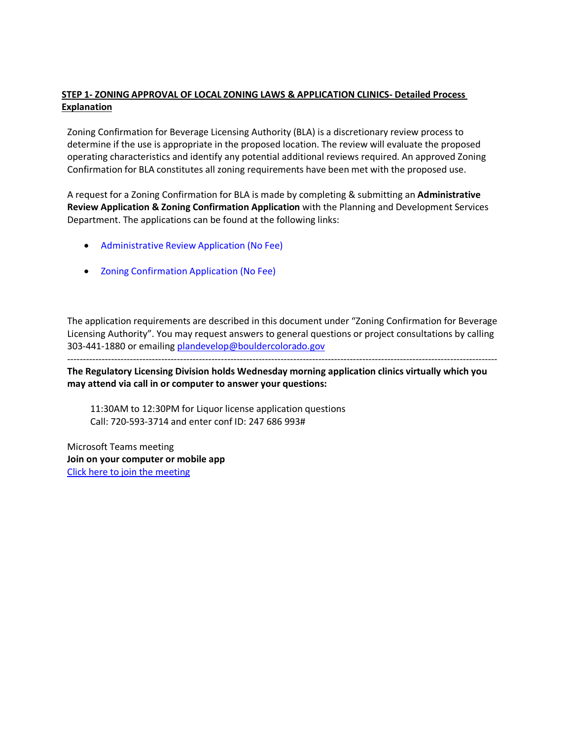## STEP 1- ZONING APPROVAL OF LOCAL ZONING LAWS & APPLICATION CLINICS- Detailed Process Explanation

Zoning Confirmation for Beverage Licensing Authority (BLA) is a discretionary review process to determine if the use is appropriate in the proposed location. The review will evaluate the proposed operating characteristics and identify any potential additional reviews required. An approved Zoning Confirmation for BLA constitutes all zoning requirements have been met with the proposed use.

A request for a Zoning Confirmation for BLA is made by completing & submitting an **Administrative Review Application & Zoning Confirmation Application** with the Planning and Development Services Department. The applications can be found at the following links:

- Administrative Review Application (No Fee)
- Zoning Confirmation Application (No Fee)

The application requirements are described in this document under "Zoning Confirmation for Beverage Licensing Authority". You may request answers to general questions or project consultations by calling 303-441-1880 or emailing plandevelop@bouldercolorado.gov

---

**The Regulatory Licensing Division holds Wednesday morning application clinics virtually which you may attend via call in or computer to answer your questions:**

11:30AM to 12:30PM for Liquor license application questions
Call: 720-593-3714 and enter conf ID: 247 686 993#

Microsoft Teams meeting
**Join on your computer or mobile app**
Click here to join the meeting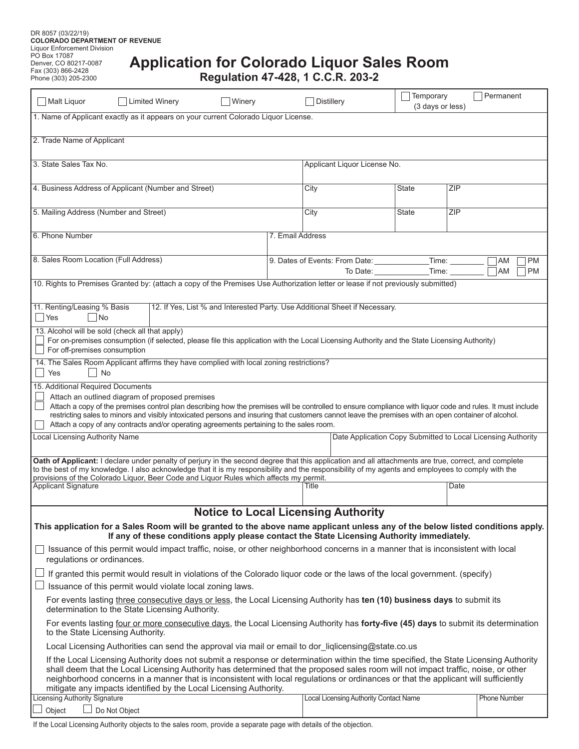DR 8057 (03/22/19)
**COLORADO DEPARTMENT OF REVENUE**
Liquor Enforcement Division
PO Box 17087
Denver, CO 80217-0087
Fax (303) 866-2428
Phone (303) 205-2300

# Application for Colorado Liquor Sales Room

## Regulation 47-428, 1 C.C.R. 203-2

☐ Malt Liquor ☐ Limited Winery ☐ Winery ☐ Distillery ☐ Temporary (3 days or less) ☐ Permanent

1. Name of Applicant exactly as it appears on your current Colorado Liquor License.

2. Trade Name of Applicant

3. State Sales Tax No. | Applicant Liquor License No.

4. Business Address of Applicant (Number and Street) | City | State | ZIP

5. Mailing Address (Number and Street) | City | State | ZIP

6. Phone Number | 7. Email Address

8. Sales Room Location (Full Address) | 9. Dates of Events: From Date: ____________ Time: ________ ☐ AM ☐ PM
To Date: ____________ Time: ________ ☐ AM ☐ PM

10. Rights to Premises Granted by: (attach a copy of the Premises Use Authorization letter or lease if not previously submitted)

11. Renting/Leasing % Basis ☐ Yes ☐ No | 12. If Yes, List % and Interested Party. Use Additional Sheet if Necessary.

13. Alcohol will be sold (check all that apply)
☐ For on-premises consumption (if selected, please file this application with the Local Licensing Authority and the State Licensing Authority)
☐ For off-premises consumption

14. The Sales Room Applicant affirms they have complied with local zoning restrictions?
☐ Yes ☐ No

15. Additional Required Documents
☐ Attach an outlined diagram of proposed premises
☐ Attach a copy of the premises control plan describing how the premises will be controlled to ensure compliance with liquor code and rules. It must include restricting sales to minors and visibly intoxicated persons and insuring that customers cannot leave the premises with an open container of alcohol.
☐ Attach a copy of any contracts and/or operating agreements pertaining to the sales room.

Local Licensing Authority Name | Date Application Copy Submitted to Local Licensing Authority

**Oath of Applicant:** I declare under penalty of perjury in the second degree that this application and all attachments are true, correct, and complete to the best of my knowledge. I also acknowledge that it is my responsibility and the responsibility of my agents and employees to comply with the provisions of the Colorado Liquor, Beer Code and Liquor Rules which affects my permit.

Applicant Signature | Title | Date

## Notice to Local Licensing Authority

**This application for a Sales Room will be granted to the above name applicant unless any of the below listed conditions apply. If any of these conditions apply please contact the State Licensing Authority immediately.**

☐ Issuance of this permit would impact traffic, noise, or other neighborhood concerns in a manner that is inconsistent with local regulations or ordinances.

☐ If granted this permit would result in violations of the Colorado liquor code or the laws of the local government. (specify)

☐ Issuance of this permit would violate local zoning laws.

For events lasting three consecutive days or less, the Local Licensing Authority has **ten (10) business days** to submit its determination to the State Licensing Authority.

For events lasting four or more consecutive days, the Local Licensing Authority has **forty-five (45) days** to submit its determination to the State Licensing Authority.

Local Licensing Authorities can send the approval via mail or email to dor_liqlicensing@state.co.us

If the Local Licensing Authority does not submit a response or determination within the time specified, the State Licensing Authority shall deem that the Local Licensing Authority has determined that the proposed sales room will not impact traffic, noise, or other neighborhood concerns in a manner that is inconsistent with local regulations or ordinances or that the applicant will sufficiently mitigate any impacts identified by the Local Licensing Authority.

Licensing Authority Signature ☐ Object ☐ Do Not Object | Local Licensing Authority Contact Name | Phone Number

If the Local Licensing Authority objects to the sales room, provide a separate page with details of the objection.